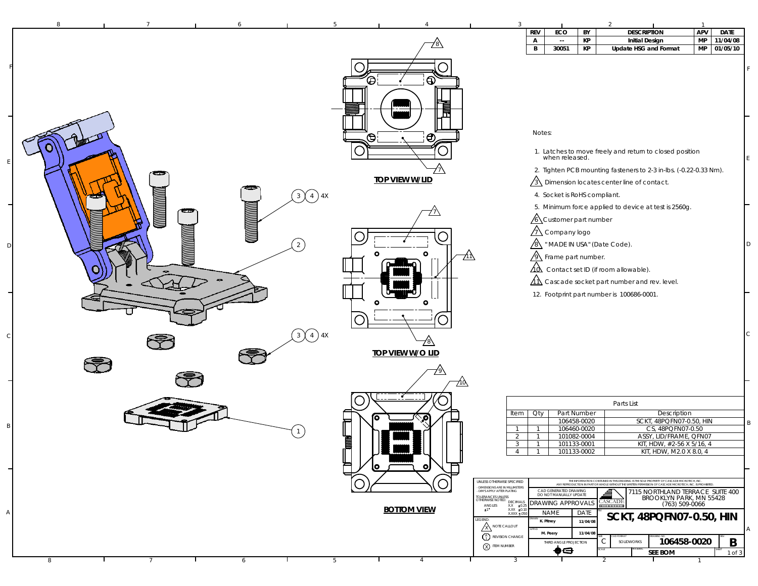| REV | ECO | BY | DESCRIPTION | APV | DATE |
|---|---|---|---|---|---|
| A | -- | KP | Initial Design | MP | 11/04/08 |
| B | 30051 | KP | Update HSG and Format | MP | 01/05/10 |

TOP VIEW W/LID

TOP VIEW W/O LID

BOTTOM VIEW

Notes:

1. Latches to move freely and return to closed position when released.
2. Tighten PCB mounting fasteners to 2-3 in-lbs. (-0.22-0.33 Nm).
3. Dimension locates center line of contact.
4. Socket is RoHS compliant.
5. Minimum force applied to device at test is 2560g.
6. Customer part number
7. Company logo
8. "MADE IN USA" (Date Code).
9. Frame part number.
10. Contact set ID (if room allowable).
11. Cascade socket part number and rev. level.
12. Footprint part number is 100686-0001.

Parts List

| Item | Qty | Part Number | Description |
|---|---|---|---|
| | | 106458-0020 | SCKT, 48PQFN07-0.50, HIN |
| 1 | 1 | 106460-0020 | CS, 48PQFN07-0.50 |
| 2 | 1 | 101082-0004 | ASSY, LID/FRAME, QFN07 |
| 3 | 1 | 101133-0001 | KIT, HDW, #2-56 X 5/16, 4 |
| 4 | 1 | 101133-0002 | KIT, HDW, M2.0 X 8.0, 4 |

UNLESS OTHERWISE SPECIFIED
- DIMENSIONS ARE IN MILLIMETERS
- DIM'S APPLY AFTER PLATING

TOLERANCES UNLESS OTHERWISE NOTED: ANGLES ±1° DECIMALS X.X ±0.25, X.XX ±0.10, X.XXX ±.050

LEGEND: NOTE CALLOUT; REVISION CHANGE; ITEM NUMBER

THE INFORMATION CONTAINED IN THIS DRAWING IS THE SOLE PROPERTY OF CASCADE MICROTECH, INC. ANY REPRODUCTION IN PART OR WHOLE WITHOUT THE WRITTEN PERMISSION OF CASCADE MICROTECH, INC. IS PROHIBITED.

CAD GENERATED DRAWING DO NOT MANUALLY UPDATE

DRAWING APPROVALS

| | NAME | DATE |
|---|---|---|
| DRAWN | K. Pitney | 11/04/08 |
| APPVD | M. Peery | 11/04/08 |

THIRD ANGLE PROJECTION

CASCADE MICROTECH

7115 NORTHLAND TERRACE SUITE 400
BROOKLYN PARK, MN 55428
(763) 509-0066

TITLE: SCKT, 48PQFN07-0.50, HIN

SIZE: C | CAD FORMAT: SOLIDWORKS | DRAWING NO.: 106458-0020 | REV: B

MATERIAL: SEE BOM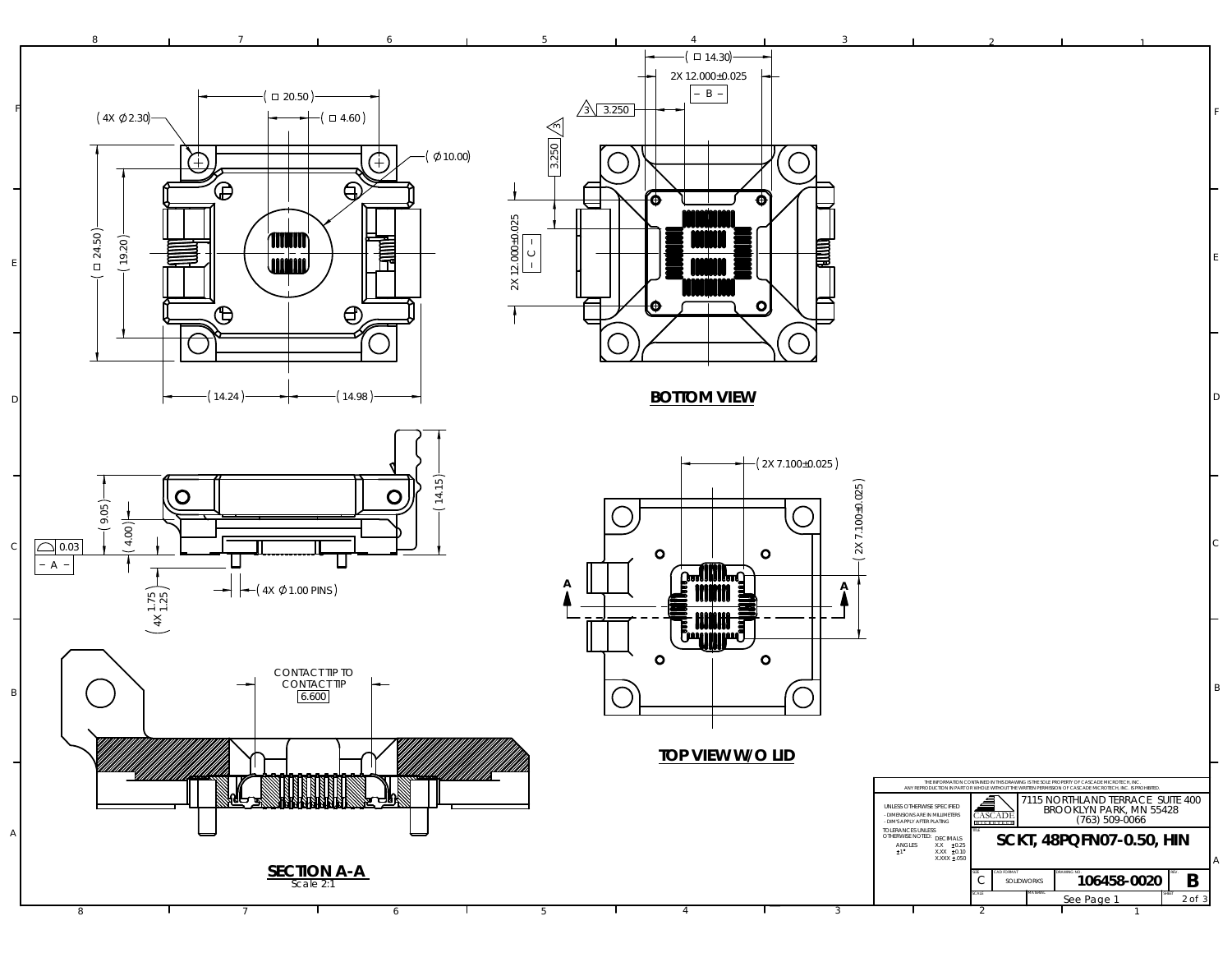( 4X ∅2.30 )

( □ 20.50 )

( □ 4.60 )

( ∅10.00 )

( □ 24.50 )

( 19.20 )

( 14.24 )

( 14.98 )

( □ 14.30 )

2X 12.000±0.025

– B –

3 3.250

3 3.250

2X 12.000±0.025

– C –

**BOTTOM VIEW**

( 9.05 )

( 4.00 )

( 14.15 )

0.03

– A –

( 4X 1.75 1.25 )

( 4X ∅1.00 PINS )

( 2X 7.100±0.025 )

( 2X 7.100±0.025 )

A A

**TOP VIEW W/O LID**

CONTACT TIP TO CONTACT TIP

6.600

**SECTION A-A**

Scale 2:1

THE INFORMATION CONTAINED IN THIS DRAWING IS THE SOLE PROPERTY OF CASCADE MICROTECH, INC. ANY REPRODUCTION IN PART OR WHOLE WITHOUT THE WRITTEN PERMISSION OF CASCADE MICROTECH, INC. IS PROHIBITED.

UNLESS OTHERWISE SPECIFIED
- DIMENSIONS ARE IN MILLIMETERS
- DIM'S APPLY AFTER PLATING

TOLERANCES UNLESS OTHERWISE NOTED:

| ANGLES | DECIMALS | |
|---|---|---|
| ±1° | X.X | ±0.25 |
| | X.XX | ±0.10 |
| | X.XXX | ±.050 |

CASCADE

7115 NORTHLAND TERRACE SUITE 400
BROOKLYN PARK, MN 55428
(763) 509-0066

TITLE: **SCKT, 48PQFN07-0.50, HIN**

| SIZE | CAD FORMAT | DRAWING NO. | REV. |
|---|---|---|---|
| C | SOLIDWORKS | 106458-0020 | B |

SCALE: See Page 1 — SHEET 2 of 3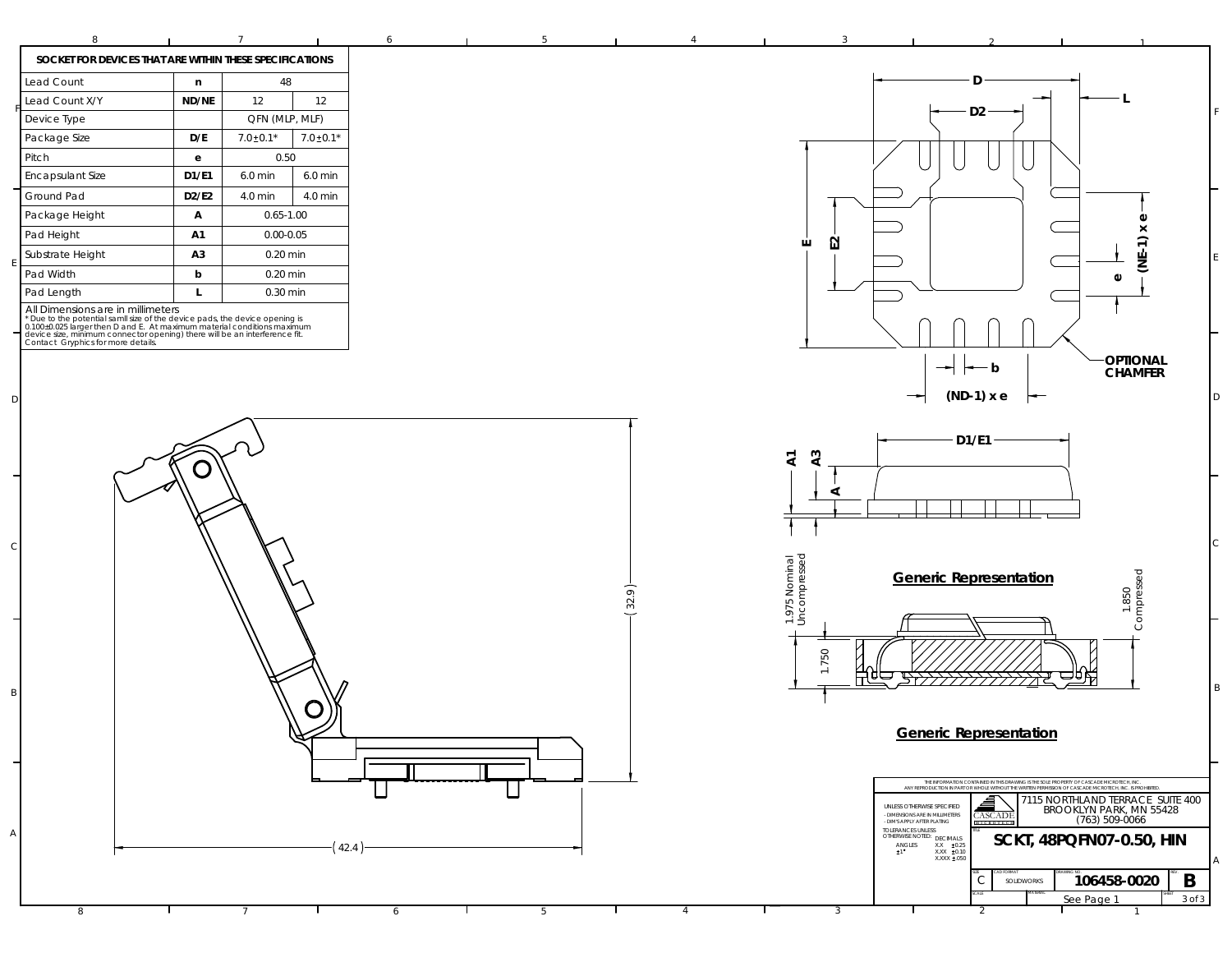| SOCKET FOR DEVICES THAT ARE WITHIN THESE SPECIFICATIONS | | | |
|---|---|---|---|
| Lead Count | n | 48 | |
| Lead Count X/Y | ND/NE | 12 | 12 |
| Device Type | | QFN (MLP, MLF) | |
| Package Size | D/E | 7.0±0.1* | 7.0±0.1* |
| Pitch | e | 0.50 | |
| Encapsulant Size | D1/E1 | 6.0 min | 6.0 min |
| Ground Pad | D2/E2 | 4.0 min | 4.0 min |
| Package Height | A | 0.65-1.00 | |
| Pad Height | A1 | 0.00-0.05 | |
| Substrate Height | A3 | 0.20 min | |
| Pad Width | b | 0.20 min | |
| Pad Length | L | 0.30 min | |

All Dimensions are in millimeters
* Due to the potential samll size of the device pads, the device opening is 0.100±0.025 larger then D and E. At maximum material conditions maximum device size, minimum connector opening) there will be an interference fit. Contact Gryphics for more details.

D
D2
L
E
E2
(NE-1) x e
e
b
(ND-1) x e
OPTIONAL CHAMFER

D1/E1
A1
A3
A

Generic Representation

1.975 Nominal Uncompressed
1.750
1.850 Compressed

Generic Representation

(32.9)
(42.4)

THE INFORMATION CONTAINED IN THIS DRAWING IS THE SOLE PROPERTY OF CASCADE MICROTECH, INC. ANY REPRODUCTION IN PART OR WHOLE WITHOUT THE WRITTEN PERMISSION OF CASCADE MICROTECH, INC. IS PROHIBITED.

UNLESS OTHERWISE SPECIFIED
- DIMENSIONS ARE IN MILLIMETERS
- DIM'S APPLY AFTER PLATING

TOLERANCES UNLESS OTHERWISE NOTED:
ANGLES ±1°
DECIMALS
X.X ±0.25
X.XX ±0.10
X.XXX ±.050

CASCADE

7115 NORTHLAND TERRACE SUITE 400
BROOKLYN PARK, MN 55428
(763) 509-0066

TITLE: SCKT, 48PQFN07-0.50, HIN

SIZE: C
CAD FORMAT: SOLIDWORKS
DRAWING NO.: 106458-0020
REV.: B
SCALE
MATERIAL: See Page 1
SHEET: 3 of 3